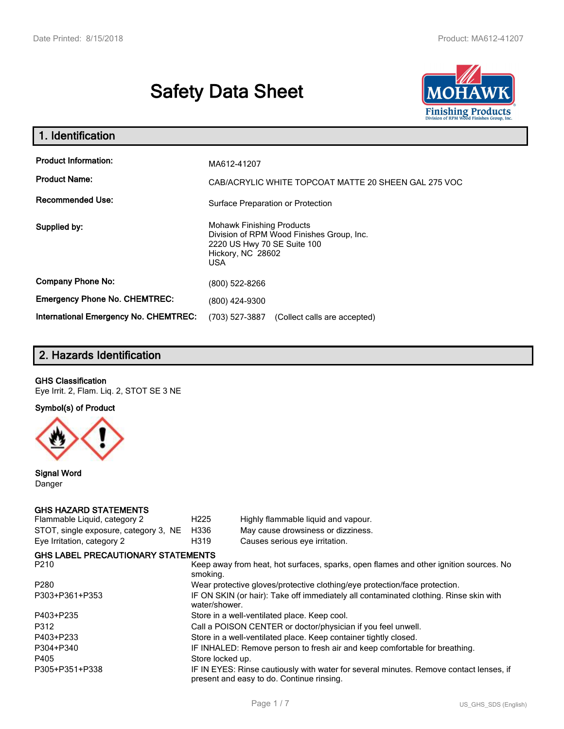# Safety Data Sheet

## 1. Identification

| | |
|---|---|
| **Product Information:** | MA612-41207 |
| **Product Name:** | CAB/ACRYLIC WHITE TOPCOAT MATTE 20 SHEEN GAL 275 VOC |
| **Recommended Use:** | Surface Preparation or Protection |
| **Supplied by:** | Mohawk Finishing Products<br>Division of RPM Wood Finishes Group, Inc.<br>2220 US Hwy 70 SE Suite 100<br>Hickory, NC 28602<br>USA |
| **Company Phone No:** | (800) 522-8266 |
| **Emergency Phone No. CHEMTREC:** | (800) 424-9300 |
| **International Emergency No. CHEMTREC:** | (703) 527-3887 (Collect calls are accepted) |

## 2. Hazards Identification

**GHS Classification**

Eye Irrit. 2, Flam. Liq. 2, STOT SE 3 NE

**Symbol(s) of Product**

**Signal Word**

Danger

**GHS HAZARD STATEMENTS**

| | | |
|---|---|---|
| Flammable Liquid, category 2 | H225 | Highly flammable liquid and vapour. |
| STOT, single exposure, category 3, NE | H336 | May cause drowsiness or dizziness. |
| Eye Irritation, category 2 | H319 | Causes serious eye irritation. |

**GHS LABEL PRECAUTIONARY STATEMENTS**

| | |
|---|---|
| P210 | Keep away from heat, hot surfaces, sparks, open flames and other ignition sources. No smoking. |
| P280 | Wear protective gloves/protective clothing/eye protection/face protection. |
| P303+P361+P353 | IF ON SKIN (or hair): Take off immediately all contaminated clothing. Rinse skin with water/shower. |
| P403+P235 | Store in a well-ventilated place. Keep cool. |
| P312 | Call a POISON CENTER or doctor/physician if you feel unwell. |
| P403+P233 | Store in a well-ventilated place. Keep container tightly closed. |
| P304+P340 | IF INHALED: Remove person to fresh air and keep comfortable for breathing. |
| P405 | Store locked up. |
| P305+P351+P338 | IF IN EYES: Rinse cautiously with water for several minutes. Remove contact lenses, if present and easy to do. Continue rinsing. |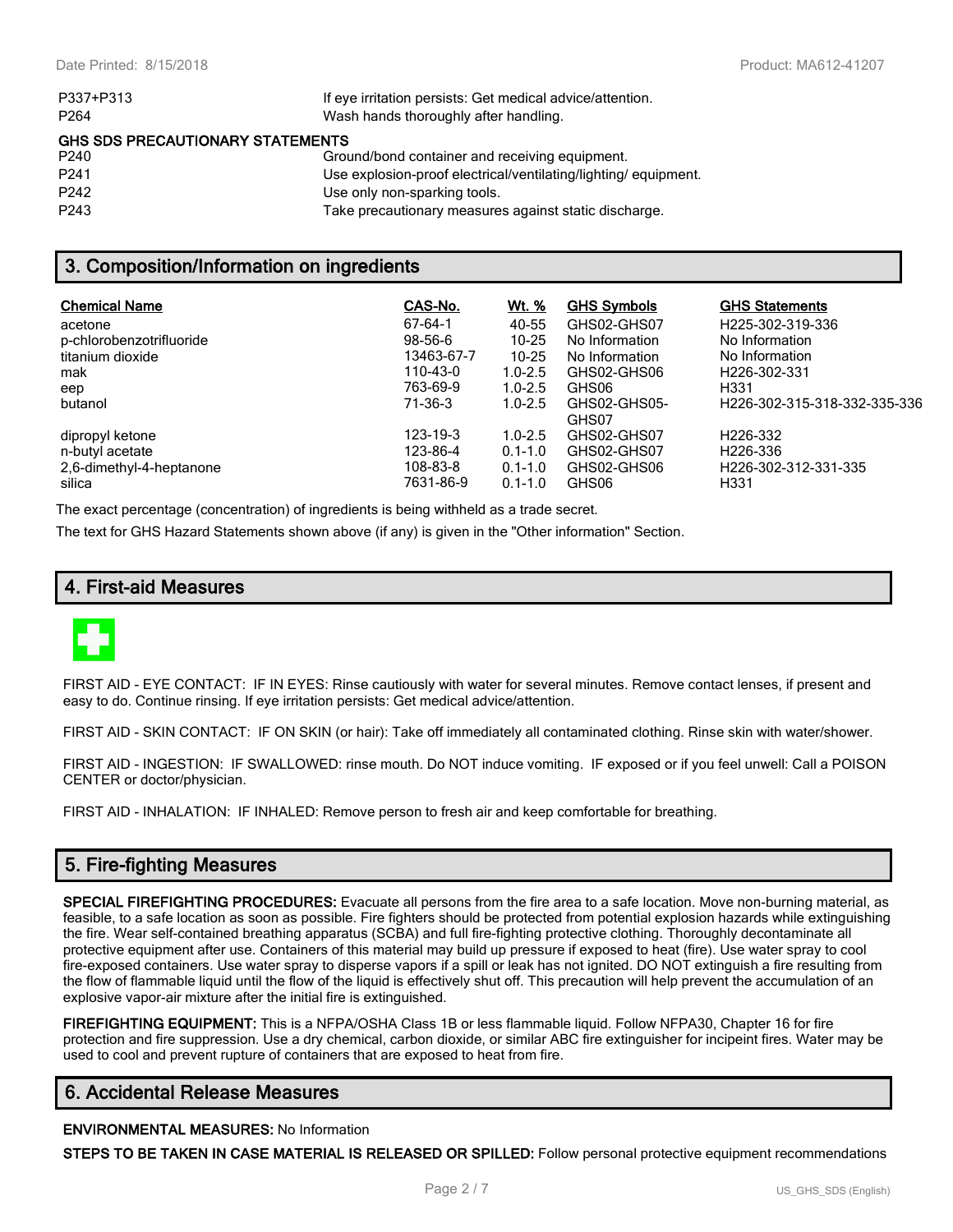| | |
|---|---|
| P337+P313 | If eye irritation persists: Get medical advice/attention. |
| P264 | Wash hands thoroughly after handling. |

**GHS SDS PRECAUTIONARY STATEMENTS**

| | |
|---|---|
| P240 | Ground/bond container and receiving equipment. |
| P241 | Use explosion-proof electrical/ventilating/lighting/ equipment. |
| P242 | Use only non-sparking tools. |
| P243 | Take precautionary measures against static discharge. |

## 3. Composition/Information on ingredients

| Chemical Name | CAS-No. | Wt. % | GHS Symbols | GHS Statements |
|---|---|---|---|---|
| acetone | 67-64-1 | 40-55 | GHS02-GHS07 | H225-302-319-336 |
| p-chlorobenzotrifluoride | 98-56-6 | 10-25 | No Information | No Information |
| titanium dioxide | 13463-67-7 | 10-25 | No Information | No Information |
| mak | 110-43-0 | 1.0-2.5 | GHS02-GHS06 | H226-302-331 |
| eep | 763-69-9 | 1.0-2.5 | GHS06 | H331 |
| butanol | 71-36-3 | 1.0-2.5 | GHS02-GHS05-GHS07 | H226-302-315-318-332-335-336 |
| dipropyl ketone | 123-19-3 | 1.0-2.5 | GHS02-GHS07 | H226-332 |
| n-butyl acetate | 123-86-4 | 0.1-1.0 | GHS02-GHS07 | H226-336 |
| 2,6-dimethyl-4-heptanone | 108-83-8 | 0.1-1.0 | GHS02-GHS06 | H226-302-312-331-335 |
| silica | 7631-86-9 | 0.1-1.0 | GHS06 | H331 |

The exact percentage (concentration) of ingredients is being withheld as a trade secret.

The text for GHS Hazard Statements shown above (if any) is given in the "Other information" Section.

## 4. First-aid Measures

FIRST AID - EYE CONTACT: IF IN EYES: Rinse cautiously with water for several minutes. Remove contact lenses, if present and easy to do. Continue rinsing. If eye irritation persists: Get medical advice/attention.

FIRST AID - SKIN CONTACT: IF ON SKIN (or hair): Take off immediately all contaminated clothing. Rinse skin with water/shower.

FIRST AID - INGESTION: IF SWALLOWED: rinse mouth. Do NOT induce vomiting. IF exposed or if you feel unwell: Call a POISON CENTER or doctor/physician.

FIRST AID - INHALATION: IF INHALED: Remove person to fresh air and keep comfortable for breathing.

## 5. Fire-fighting Measures

**SPECIAL FIREFIGHTING PROCEDURES:** Evacuate all persons from the fire area to a safe location. Move non-burning material, as feasible, to a safe location as soon as possible. Fire fighters should be protected from potential explosion hazards while extinguishing the fire. Wear self-contained breathing apparatus (SCBA) and full fire-fighting protective clothing. Thoroughly decontaminate all protective equipment after use. Containers of this material may build up pressure if exposed to heat (fire). Use water spray to cool fire-exposed containers. Use water spray to disperse vapors if a spill or leak has not ignited. DO NOT extinguish a fire resulting from the flow of flammable liquid until the flow of the liquid is effectively shut off. This precaution will help prevent the accumulation of an explosive vapor-air mixture after the initial fire is extinguished.

**FIREFIGHTING EQUIPMENT:** This is a NFPA/OSHA Class 1B or less flammable liquid. Follow NFPA30, Chapter 16 for fire protection and fire suppression. Use a dry chemical, carbon dioxide, or similar ABC fire extinguisher for incipeint fires. Water may be used to cool and prevent rupture of containers that are exposed to heat from fire.

## 6. Accidental Release Measures

**ENVIRONMENTAL MEASURES:** No Information

**STEPS TO BE TAKEN IN CASE MATERIAL IS RELEASED OR SPILLED:** Follow personal protective equipment recommendations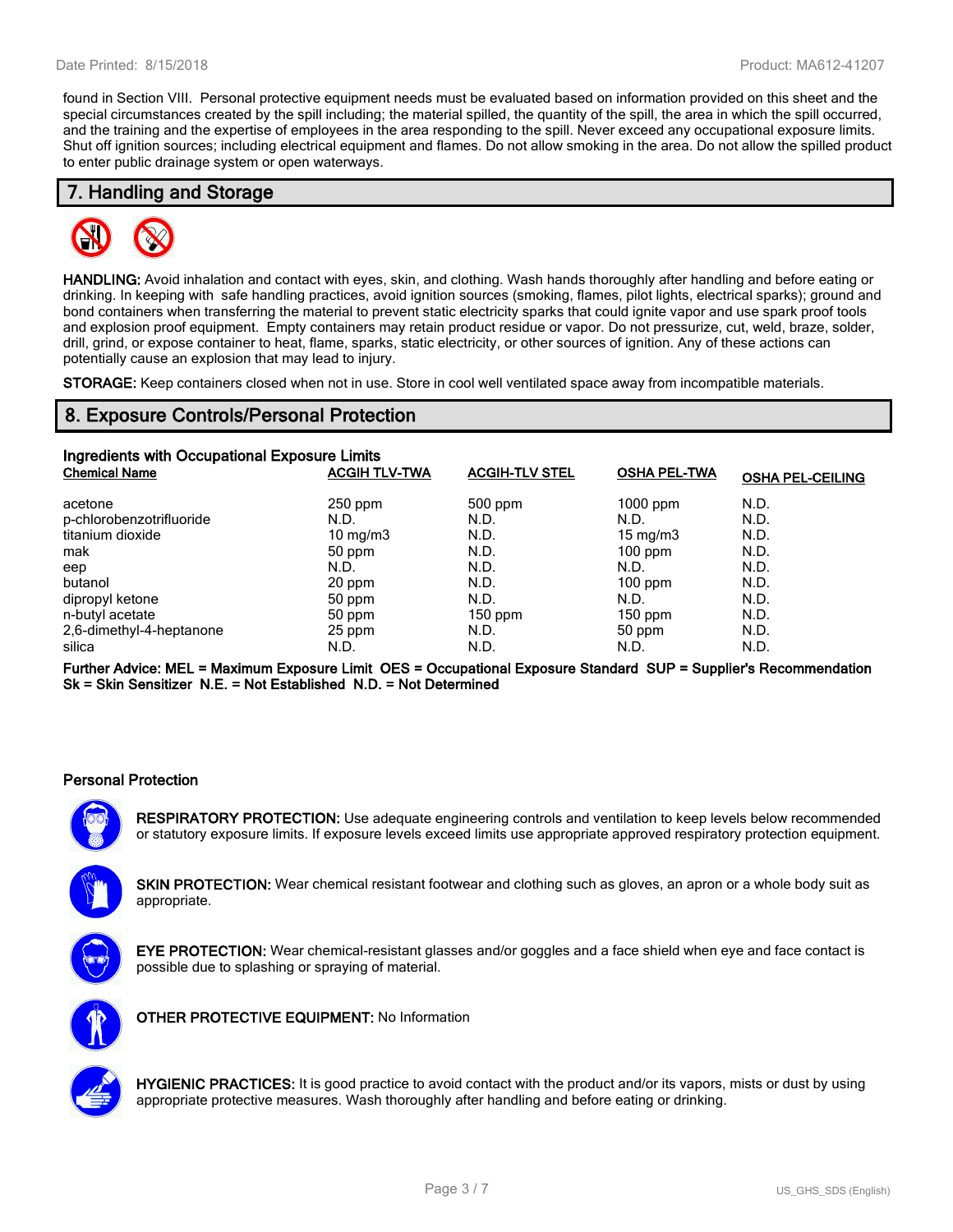found in Section VIII. Personal protective equipment needs must be evaluated based on information provided on this sheet and the special circumstances created by the spill including; the material spilled, the quantity of the spill, the area in which the spill occurred, and the training and the expertise of employees in the area responding to the spill. Never exceed any occupational exposure limits. Shut off ignition sources; including electrical equipment and flames. Do not allow smoking in the area. Do not allow the spilled product to enter public drainage system or open waterways.

## 7. Handling and Storage

**HANDLING:** Avoid inhalation and contact with eyes, skin, and clothing. Wash hands thoroughly after handling and before eating or drinking. In keeping with safe handling practices, avoid ignition sources (smoking, flames, pilot lights, electrical sparks); ground and bond containers when transferring the material to prevent static electricity sparks that could ignite vapor and use spark proof tools and explosion proof equipment. Empty containers may retain product residue or vapor. Do not pressurize, cut, weld, braze, solder, drill, grind, or expose container to heat, flame, sparks, static electricity, or other sources of ignition. Any of these actions can potentially cause an explosion that may lead to injury.

**STORAGE:** Keep containers closed when not in use. Store in cool well ventilated space away from incompatible materials.

## 8. Exposure Controls/Personal Protection

### Ingredients with Occupational Exposure Limits

| Chemical Name | ACGIH TLV-TWA | ACGIH-TLV STEL | OSHA PEL-TWA | OSHA PEL-CEILING |
|---|---|---|---|---|
| acetone | 250 ppm | 500 ppm | 1000 ppm | N.D. |
| p-chlorobenzotrifluoride | N.D. | N.D. | N.D. | N.D. |
| titanium dioxide | 10 mg/m3 | N.D. | 15 mg/m3 | N.D. |
| mak | 50 ppm | N.D. | 100 ppm | N.D. |
| eep | N.D. | N.D. | N.D. | N.D. |
| butanol | 20 ppm | N.D. | 100 ppm | N.D. |
| dipropyl ketone | 50 ppm | N.D. | N.D. | N.D. |
| n-butyl acetate | 50 ppm | 150 ppm | 150 ppm | N.D. |
| 2,6-dimethyl-4-heptanone | 25 ppm | N.D. | 50 ppm | N.D. |
| silica | N.D. | N.D. | N.D. | N.D. |

**Further Advice: MEL = Maximum Exposure Limit OES = Occupational Exposure Standard SUP = Supplier's Recommendation Sk = Skin Sensitizer N.E. = Not Established N.D. = Not Determined**

### Personal Protection

**RESPIRATORY PROTECTION:** Use adequate engineering controls and ventilation to keep levels below recommended or statutory exposure limits. If exposure levels exceed limits use appropriate approved respiratory protection equipment.

**SKIN PROTECTION:** Wear chemical resistant footwear and clothing such as gloves, an apron or a whole body suit as appropriate.

**EYE PROTECTION:** Wear chemical-resistant glasses and/or goggles and a face shield when eye and face contact is possible due to splashing or spraying of material.

**OTHER PROTECTIVE EQUIPMENT:** No Information

**HYGIENIC PRACTICES:** It is good practice to avoid contact with the product and/or its vapors, mists or dust by using appropriate protective measures. Wash thoroughly after handling and before eating or drinking.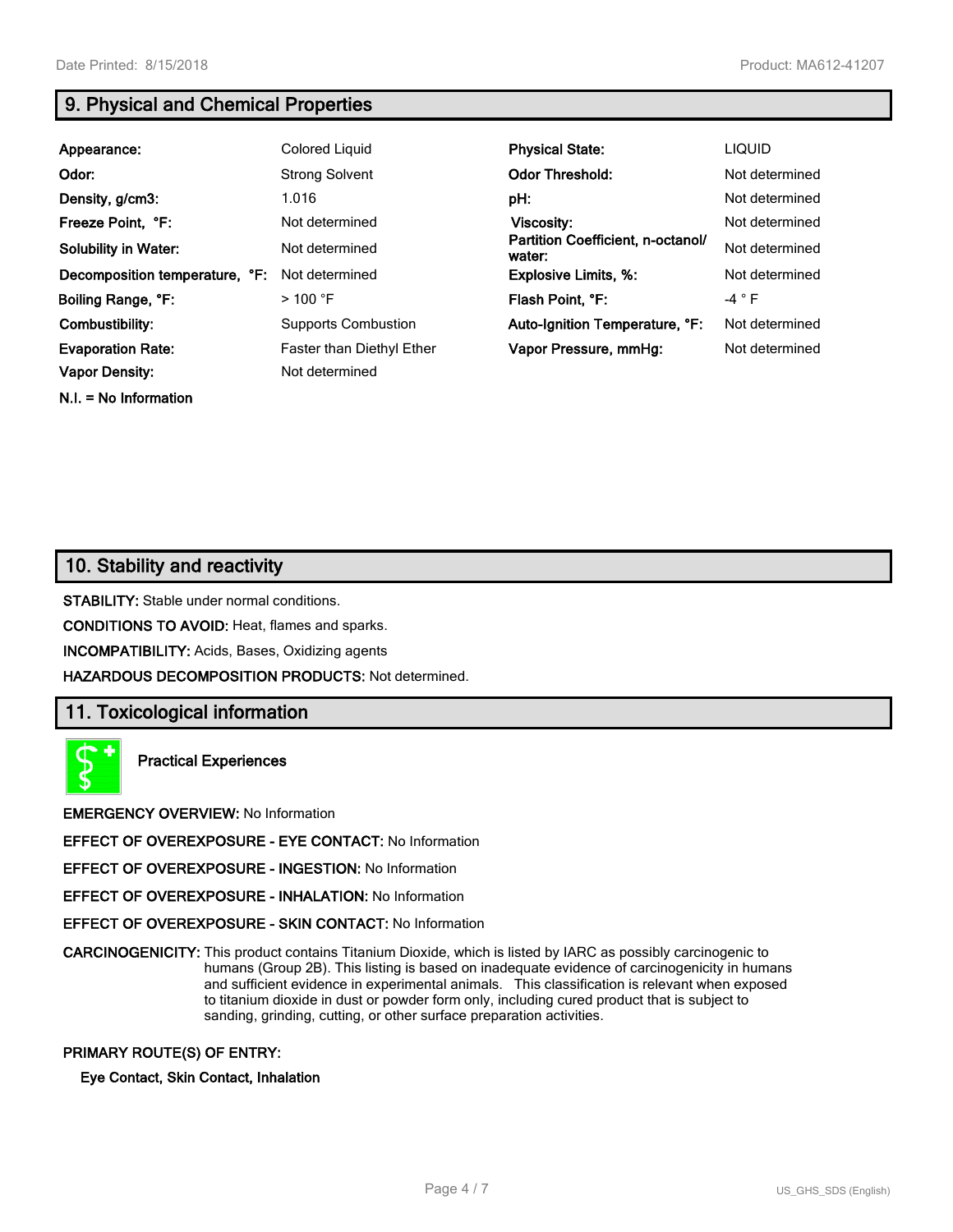## 9. Physical and Chemical Properties

| | | | |
|---|---|---|---|
| **Appearance:** | Colored Liquid | **Physical State:** | LIQUID |
| **Odor:** | Strong Solvent | **Odor Threshold:** | Not determined |
| **Density, g/cm3:** | 1.016 | **pH:** | Not determined |
| **Freeze Point, °F:** | Not determined | **Viscosity:** | Not determined |
| **Solubility in Water:** | Not determined | **Partition Coefficient, n-octanol/ water:** | Not determined |
| **Decomposition temperature, °F:** | Not determined | **Explosive Limits, %:** | Not determined |
| **Boiling Range, °F:** | > 100 °F | **Flash Point, °F:** | -4 ° F |
| **Combustibility:** | Supports Combustion | **Auto-Ignition Temperature, °F:** | Not determined |
| **Evaporation Rate:** | Faster than Diethyl Ether | **Vapor Pressure, mmHg:** | Not determined |
| **Vapor Density:** | Not determined | | |

**N.I. = No Information**

## 10. Stability and reactivity

**STABILITY:** Stable under normal conditions.

**CONDITIONS TO AVOID:** Heat, flames and sparks.

**INCOMPATIBILITY:** Acids, Bases, Oxidizing agents

**HAZARDOUS DECOMPOSITION PRODUCTS:** Not determined.

## 11. Toxicological information

**Practical Experiences**

**EMERGENCY OVERVIEW:** No Information

**EFFECT OF OVEREXPOSURE - EYE CONTACT:** No Information

**EFFECT OF OVEREXPOSURE - INGESTION:** No Information

**EFFECT OF OVEREXPOSURE - INHALATION:** No Information

**EFFECT OF OVEREXPOSURE - SKIN CONTACT:** No Information

**CARCINOGENICITY:** This product contains Titanium Dioxide, which is listed by IARC as possibly carcinogenic to humans (Group 2B). This listing is based on inadequate evidence of carcinogenicity in humans and sufficient evidence in experimental animals. This classification is relevant when exposed to titanium dioxide in dust or powder form only, including cured product that is subject to sanding, grinding, cutting, or other surface preparation activities.

**PRIMARY ROUTE(S) OF ENTRY:**

**Eye Contact, Skin Contact, Inhalation**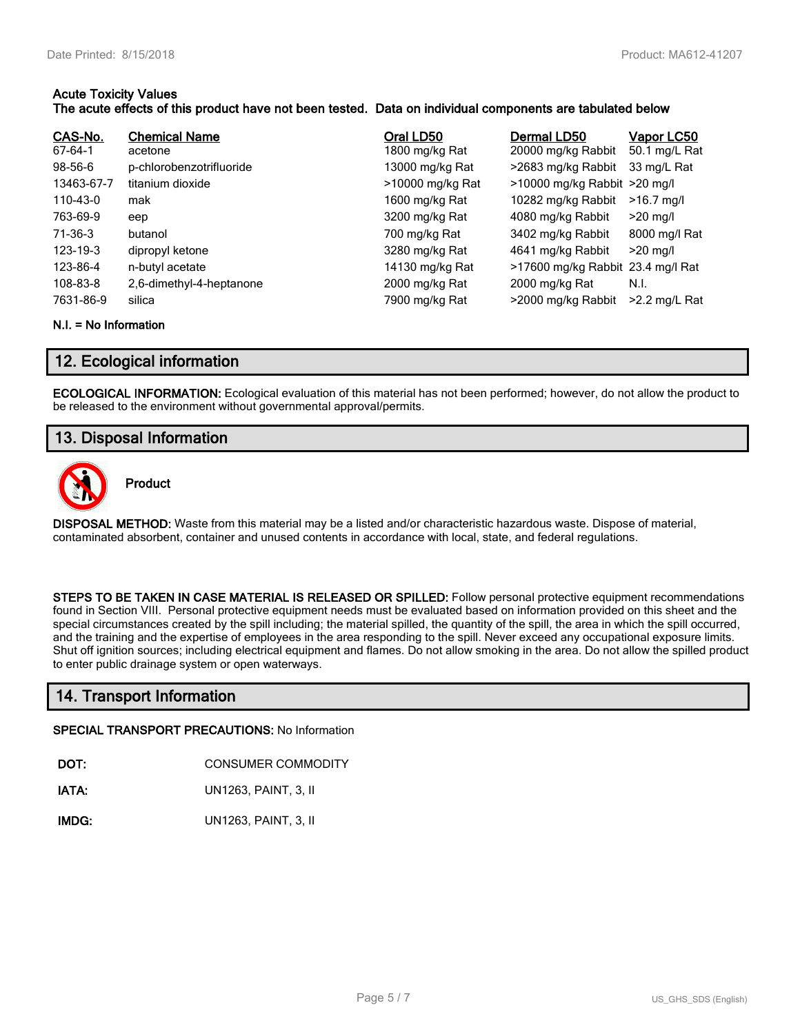**Acute Toxicity Values**
**The acute effects of this product have not been tested. Data on individual components are tabulated below**

| CAS-No. | Chemical Name | Oral LD50 | Dermal LD50 | Vapor LC50 |
|---|---|---|---|---|
| 67-64-1 | acetone | 1800 mg/kg Rat | 20000 mg/kg Rabbit | 50.1 mg/L Rat |
| 98-56-6 | p-chlorobenzotrifluoride | 13000 mg/kg Rat | >2683 mg/kg Rabbit | 33 mg/L Rat |
| 13463-67-7 | titanium dioxide | >10000 mg/kg Rat | >10000 mg/kg Rabbit | >20 mg/l |
| 110-43-0 | mak | 1600 mg/kg Rat | 10282 mg/kg Rabbit | >16.7 mg/l |
| 763-69-9 | eep | 3200 mg/kg Rat | 4080 mg/kg Rabbit | >20 mg/l |
| 71-36-3 | butanol | 700 mg/kg Rat | 3402 mg/kg Rabbit | 8000 mg/l Rat |
| 123-19-3 | dipropyl ketone | 3280 mg/kg Rat | 4641 mg/kg Rabbit | >20 mg/l |
| 123-86-4 | n-butyl acetate | 14130 mg/kg Rat | >17600 mg/kg Rabbit | 23.4 mg/l Rat |
| 108-83-8 | 2,6-dimethyl-4-heptanone | 2000 mg/kg Rat | 2000 mg/kg Rat | N.I. |
| 7631-86-9 | silica | 7900 mg/kg Rat | >2000 mg/kg Rabbit | >2.2 mg/L Rat |

**N.I. = No Information**

## 12. Ecological information

**ECOLOGICAL INFORMATION:** Ecological evaluation of this material has not been performed; however, do not allow the product to be released to the environment without governmental approval/permits.

## 13. Disposal Information

**Product**

**DISPOSAL METHOD:** Waste from this material may be a listed and/or characteristic hazardous waste. Dispose of material, contaminated absorbent, container and unused contents in accordance with local, state, and federal regulations.

**STEPS TO BE TAKEN IN CASE MATERIAL IS RELEASED OR SPILLED:** Follow personal protective equipment recommendations found in Section VIII. Personal protective equipment needs must be evaluated based on information provided on this sheet and the special circumstances created by the spill including; the material spilled, the quantity of the spill, the area in which the spill occurred, and the training and the expertise of employees in the area responding to the spill. Never exceed any occupational exposure limits. Shut off ignition sources; including electrical equipment and flames. Do not allow smoking in the area. Do not allow the spilled product to enter public drainage system or open waterways.

## 14. Transport Information

**SPECIAL TRANSPORT PRECAUTIONS:** No Information

**DOT:** CONSUMER COMMODITY

**IATA:** UN1263, PAINT, 3, II

**IMDG:** UN1263, PAINT, 3, II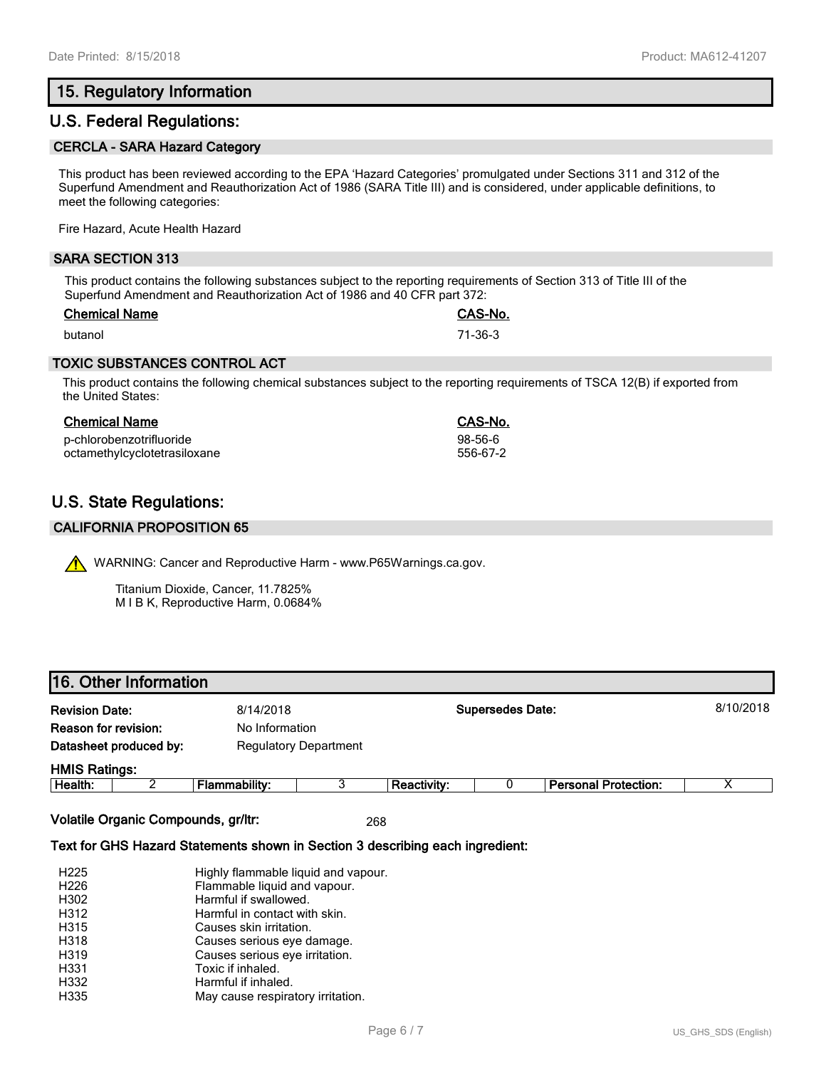## 15. Regulatory Information

## U.S. Federal Regulations:

### CERCLA - SARA Hazard Category

This product has been reviewed according to the EPA 'Hazard Categories' promulgated under Sections 311 and 312 of the Superfund Amendment and Reauthorization Act of 1986 (SARA Title III) and is considered, under applicable definitions, to meet the following categories:

Fire Hazard, Acute Health Hazard

### SARA SECTION 313

This product contains the following substances subject to the reporting requirements of Section 313 of Title III of the Superfund Amendment and Reauthorization Act of 1986 and 40 CFR part 372:

| Chemical Name | CAS-No. |
|---|---|
| butanol | 71-36-3 |

### TOXIC SUBSTANCES CONTROL ACT

This product contains the following chemical substances subject to the reporting requirements of TSCA 12(B) if exported from the United States:

| Chemical Name | CAS-No. |
|---|---|
| p-chlorobenzotrifluoride | 98-56-6 |
| octamethylcyclotetrasiloxane | 556-67-2 |

## U.S. State Regulations:

### CALIFORNIA PROPOSITION 65

WARNING: Cancer and Reproductive Harm - www.P65Warnings.ca.gov.

Titanium Dioxide, Cancer, 11.7825%
M I B K, Reproductive Harm, 0.0684%

## 16. Other Information

**Revision Date:** 8/14/2018 **Supersedes Date:** 8/10/2018
**Reason for revision:** No Information
**Datasheet produced by:** Regulatory Department

**HMIS Ratings:**

| Health: | 2 | Flammability: | 3 | Reactivity: | 0 | Personal Protection: | X |
|---|---|---|---|---|---|---|---|

**Volatile Organic Compounds, gr/ltr:** 268

**Text for GHS Hazard Statements shown in Section 3 describing each ingredient:**

| | |
|---|---|
| H225 | Highly flammable liquid and vapour. |
| H226 | Flammable liquid and vapour. |
| H302 | Harmful if swallowed. |
| H312 | Harmful in contact with skin. |
| H315 | Causes skin irritation. |
| H318 | Causes serious eye damage. |
| H319 | Causes serious eye irritation. |
| H331 | Toxic if inhaled. |
| H332 | Harmful if inhaled. |
| H335 | May cause respiratory irritation. |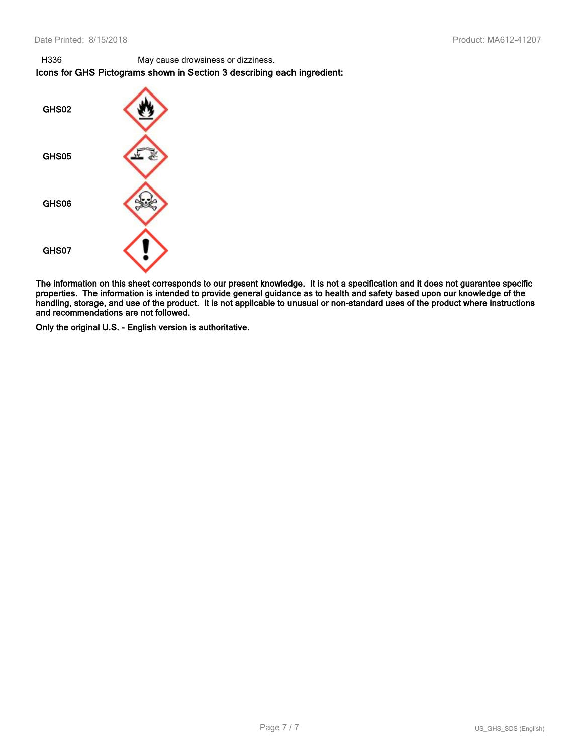H336 May cause drowsiness or dizziness.

**Icons for GHS Pictograms shown in Section 3 describing each ingredient:**

GHS02

GHS05

GHS06

GHS07

**The information on this sheet corresponds to our present knowledge. It is not a specification and it does not guarantee specific properties. The information is intended to provide general guidance as to health and safety based upon our knowledge of the handling, storage, and use of the product. It is not applicable to unusual or non-standard uses of the product where instructions and recommendations are not followed.**

**Only the original U.S. - English version is authoritative.**